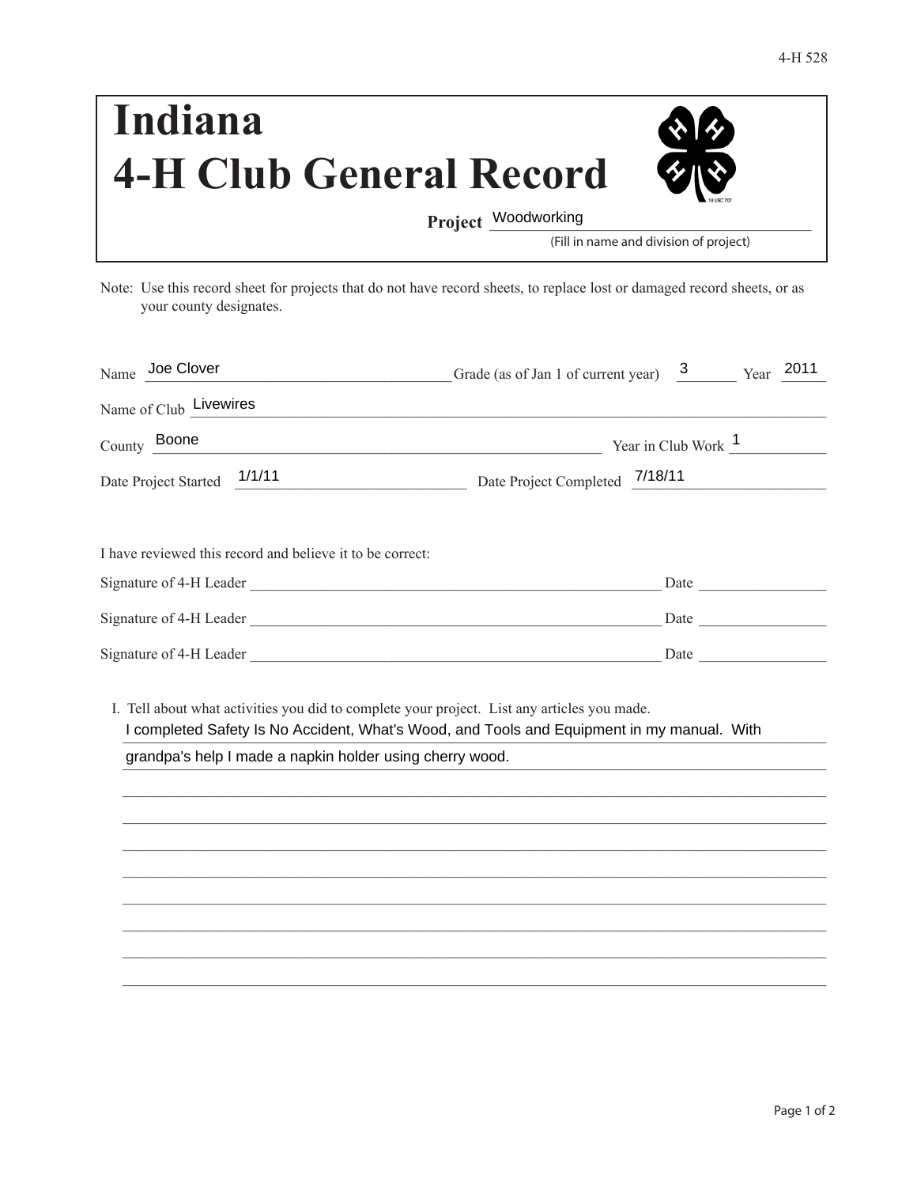4-H 528

# Indiana
# 4-H Club General Record

**Project** Woodworking
(Fill in name and division of project)

Note: Use this record sheet for projects that do not have record sheets, to replace lost or damaged record sheets, or as your county designates.

Name Joe Clover Grade (as of Jan 1 of current year) 3 Year 2011

Name of Club Livewires

County Boone Year in Club Work 1

Date Project Started 1/1/11 Date Project Completed 7/18/11

I have reviewed this record and believe it to be correct:

Signature of 4-H Leader ______________________ Date __________

Signature of 4-H Leader ______________________ Date __________

Signature of 4-H Leader ______________________ Date __________

I. Tell about what activities you did to complete your project. List any articles you made.

I completed Safety Is No Accident, What's Wood, and Tools and Equipment in my manual. With grandpa's help I made a napkin holder using cherry wood.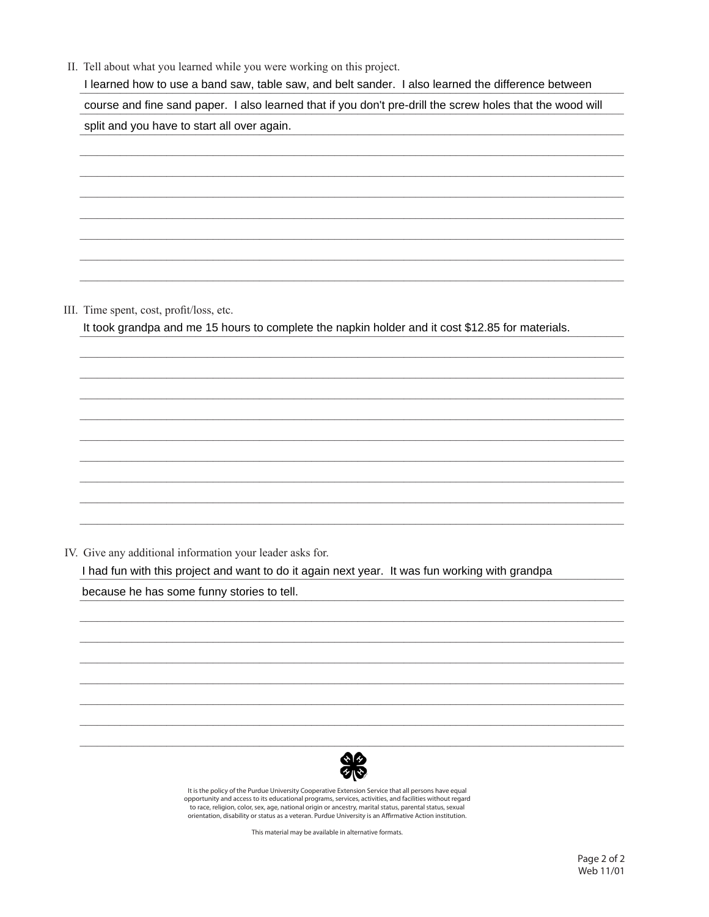II. Tell about what you learned while you were working on this project.

I learned how to use a band saw, table saw, and belt sander. I also learned the difference between course and fine sand paper. I also learned that if you don't pre-drill the screw holes that the wood will split and you have to start all over again.

III. Time spent, cost, profit/loss, etc.

It took grandpa and me 15 hours to complete the napkin holder and it cost $12.85 for materials.

IV. Give any additional information your leader asks for.

I had fun with this project and want to do it again next year. It was fun working with grandpa because he has some funny stories to tell.

It is the policy of the Purdue University Cooperative Extension Service that all persons have equal opportunity and access to its educational programs, services, activities, and facilities without regard to race, religion, color, sex, age, national origin or ancestry, marital status, parental status, sexual orientation, disability or status as a veteran. Purdue University is an Affirmative Action institution.

This material may be available in alternative formats.

Web 11/01